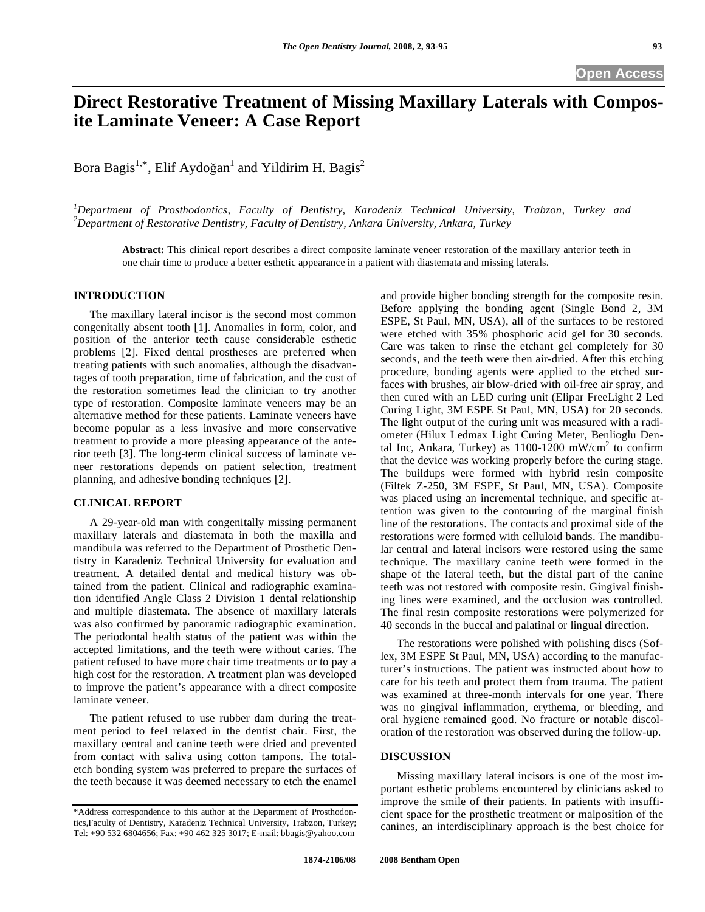# Direct Restorative Treatment of Missing Maxillary Laterals with Composite Laminate Veneer: A Case Report

Bora Bagis[1,*], Elif Aydoğan[1] and Yildirim H. Bagis[2]

[1]*Department of Prosthodontics, Faculty of Dentistry, Karadeniz Technical University, Trabzon, Turkey and* [2]*Department of Restorative Dentistry, Faculty of Dentistry, Ankara University, Ankara, Turkey*

**Abstract:** This clinical report describes a direct composite laminate veneer restoration of the maxillary anterior teeth in one chair time to produce a better esthetic appearance in a patient with diastemata and missing laterals.

## INTRODUCTION

The maxillary lateral incisor is the second most common congenitally absent tooth [1]. Anomalies in form, color, and position of the anterior teeth cause considerable esthetic problems [2]. Fixed dental prostheses are preferred when treating patients with such anomalies, although the disadvantages of tooth preparation, time of fabrication, and the cost of the restoration sometimes lead the clinician to try another type of restoration. Composite laminate veneers may be an alternative method for these patients. Laminate veneers have become popular as a less invasive and more conservative treatment to provide a more pleasing appearance of the anterior teeth [3]. The long-term clinical success of laminate veneer restorations depends on patient selection, treatment planning, and adhesive bonding techniques [2].

## CLINICAL REPORT

A 29-year-old man with congenitally missing permanent maxillary laterals and diastemata in both the maxilla and mandibula was referred to the Department of Prosthetic Dentistry in Karadeniz Technical University for evaluation and treatment. A detailed dental and medical history was obtained from the patient. Clinical and radiographic examination identified Angle Class 2 Division 1 dental relationship and multiple diastemata. The absence of maxillary laterals was also confirmed by panoramic radiographic examination. The periodontal health status of the patient was within the accepted limitations, and the teeth were without caries. The patient refused to have more chair time treatments or to pay a high cost for the restoration. A treatment plan was developed to improve the patient's appearance with a direct composite laminate veneer.

The patient refused to use rubber dam during the treatment period to feel relaxed in the dentist chair. First, the maxillary central and canine teeth were dried and prevented from contact with saliva using cotton tampons. The total-etch bonding system was preferred to prepare the surfaces of the teeth because it was deemed necessary to etch the enamel and provide higher bonding strength for the composite resin. Before applying the bonding agent (Single Bond 2, 3M ESPE, St Paul, MN, USA), all of the surfaces to be restored were etched with 35% phosphoric acid gel for 30 seconds. Care was taken to rinse the etchant gel completely for 30 seconds, and the teeth were then air-dried. After this etching procedure, bonding agents were applied to the etched surfaces with brushes, air blow-dried with oil-free air spray, and then cured with an LED curing unit (Elipar FreeLight 2 Led Curing Light, 3M ESPE St Paul, MN, USA) for 20 seconds. The light output of the curing unit was measured with a radiometer (Hilux Ledmax Light Curing Meter, Benlioglu Dental Inc, Ankara, Turkey) as 1100-1200 mW/cm$^2$ to confirm that the device was working properly before the curing stage. The buildups were formed with hybrid resin composite (Filtek Z-250, 3M ESPE, St Paul, MN, USA). Composite was placed using an incremental technique, and specific attention was given to the contouring of the marginal finish line of the restorations. The contacts and proximal side of the restorations were formed with celluloid bands. The mandibular central and lateral incisors were restored using the same technique. The maxillary canine teeth were formed in the shape of the lateral teeth, but the distal part of the canine teeth was not restored with composite resin. Gingival finishing lines were examined, and the occlusion was controlled. The final resin composite restorations were polymerized for 40 seconds in the buccal and palatinal or lingual direction.

The restorations were polished with polishing discs (Soflex, 3M ESPE St Paul, MN, USA) according to the manufacturer's instructions. The patient was instructed about how to care for his teeth and protect them from trauma. The patient was examined at three-month intervals for one year. There was no gingival inflammation, erythema, or bleeding, and oral hygiene remained good. No fracture or notable discoloration of the restoration was observed during the follow-up.

## DISCUSSION

Missing maxillary lateral incisors is one of the most important esthetic problems encountered by clinicians asked to improve the smile of their patients. In patients with insufficient space for the prosthetic treatment or malposition of the canines, an interdisciplinary approach is the best choice for

*Address correspondence to this author at the Department of Prosthodontics,Faculty of Dentistry, Karadeniz Technical University, Trabzon, Turkey; Tel: +90 532 6804656; Fax: +90 462 325 3017; E-mail: bbagis@yahoo.com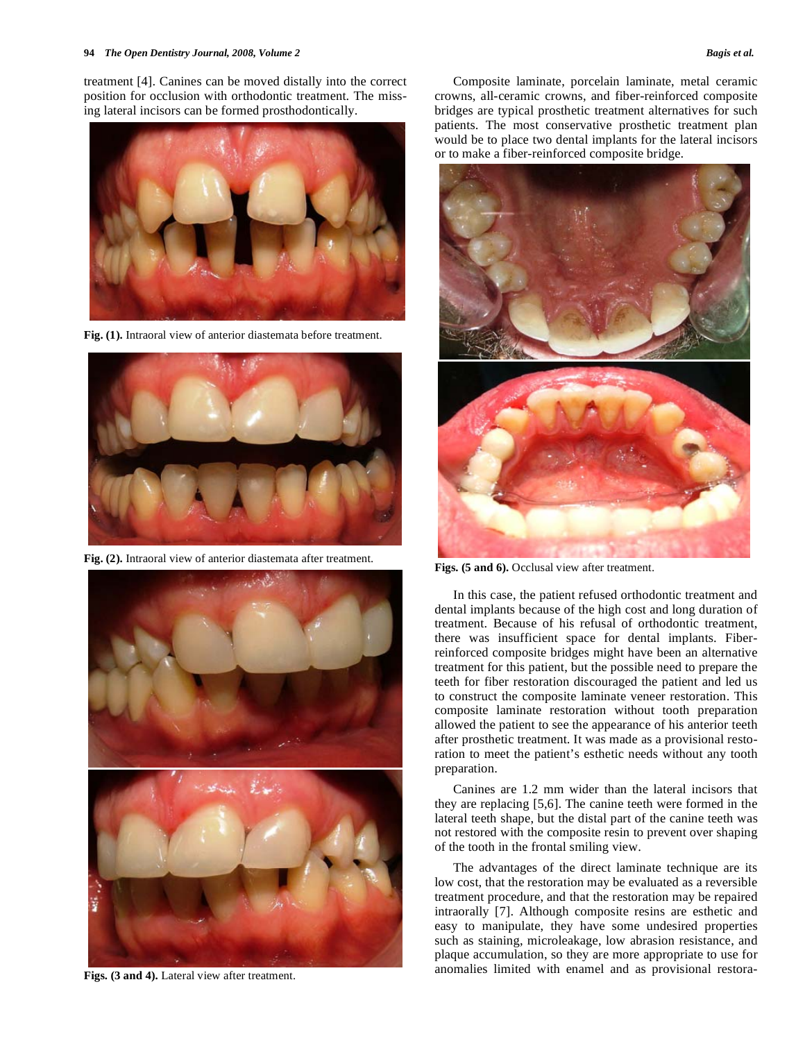treatment [4]. Canines can be moved distally into the correct position for occlusion with orthodontic treatment. The missing lateral incisors can be formed prosthodontically.

**Fig. (1).** Intraoral view of anterior diastemata before treatment.

**Fig. (2).** Intraoral view of anterior diastemata after treatment.

**Figs. (3 and 4).** Lateral view after treatment.

Composite laminate, porcelain laminate, metal ceramic crowns, all-ceramic crowns, and fiber-reinforced composite bridges are typical prosthetic treatment alternatives for such patients. The most conservative prosthetic treatment plan would be to place two dental implants for the lateral incisors or to make a fiber-reinforced composite bridge.

**Figs. (5 and 6).** Occlusal view after treatment.

In this case, the patient refused orthodontic treatment and dental implants because of the high cost and long duration of treatment. Because of his refusal of orthodontic treatment, there was insufficient space for dental implants. Fiber-reinforced composite bridges might have been an alternative treatment for this patient, but the possible need to prepare the teeth for fiber restoration discouraged the patient and led us to construct the composite laminate veneer restoration. This composite laminate restoration without tooth preparation allowed the patient to see the appearance of his anterior teeth after prosthetic treatment. It was made as a provisional restoration to meet the patient's esthetic needs without any tooth preparation.

Canines are 1.2 mm wider than the lateral incisors that they are replacing [5,6]. The canine teeth were formed in the lateral teeth shape, but the distal part of the canine teeth was not restored with the composite resin to prevent over shaping of the tooth in the frontal smiling view.

The advantages of the direct laminate technique are its low cost, that the restoration may be evaluated as a reversible treatment procedure, and that the restoration may be repaired intraorally [7]. Although composite resins are esthetic and easy to manipulate, they have some undesired properties such as staining, microleakage, low abrasion resistance, and plaque accumulation, so they are more appropriate to use for anomalies limited with enamel and as provisional restora-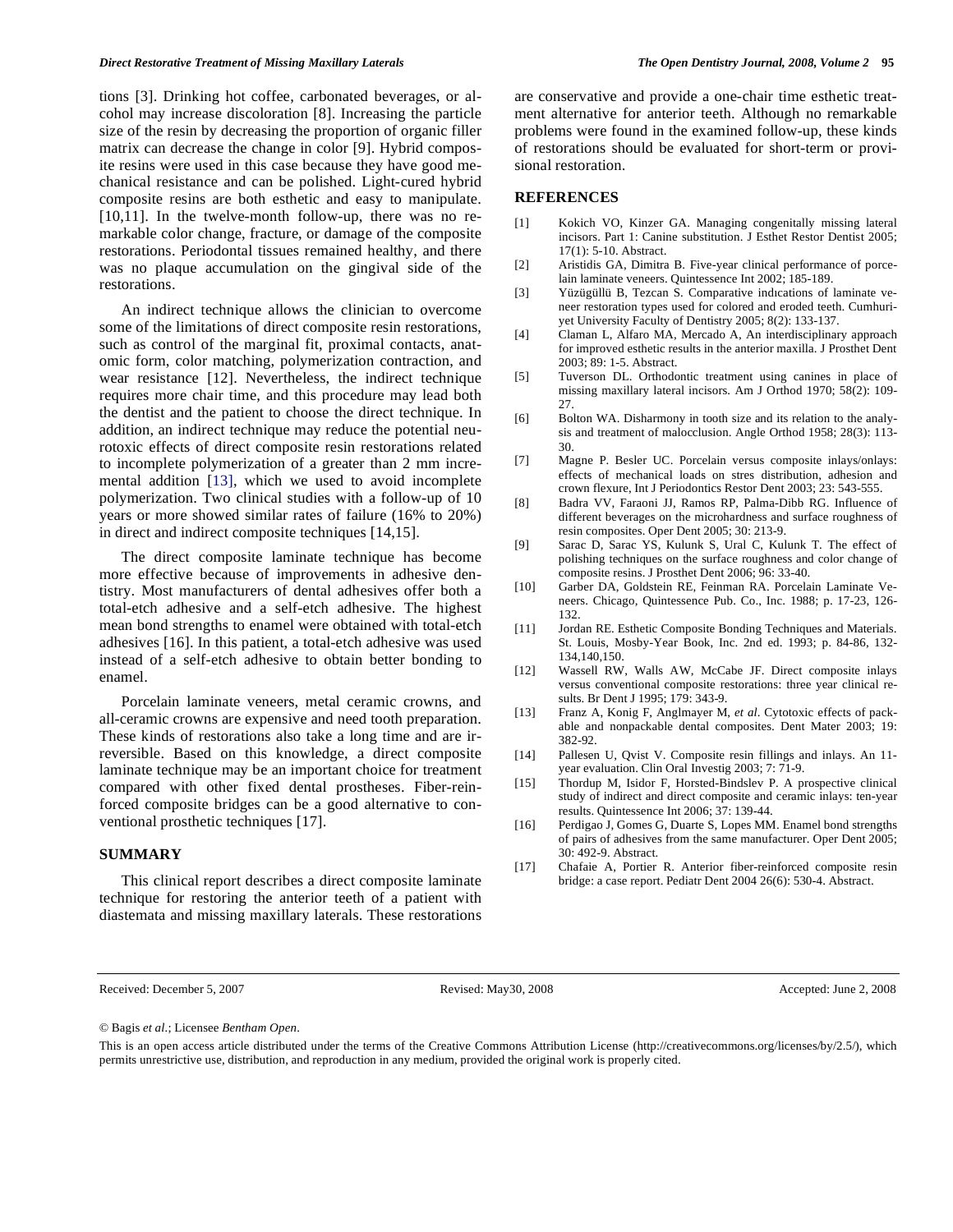tions [3]. Drinking hot coffee, carbonated beverages, or alcohol may increase discoloration [8]. Increasing the particle size of the resin by decreasing the proportion of organic filler matrix can decrease the change in color [9]. Hybrid composite resins were used in this case because they have good mechanical resistance and can be polished. Light-cured hybrid composite resins are both esthetic and easy to manipulate. [10,11]. In the twelve-month follow-up, there was no remarkable color change, fracture, or damage of the composite restorations. Periodontal tissues remained healthy, and there was no plaque accumulation on the gingival side of the restorations.

An indirect technique allows the clinician to overcome some of the limitations of direct composite resin restorations, such as control of the marginal fit, proximal contacts, anatomic form, color matching, polymerization contraction, and wear resistance [12]. Nevertheless, the indirect technique requires more chair time, and this procedure may lead both the dentist and the patient to choose the direct technique. In addition, an indirect technique may reduce the potential neurotoxic effects of direct composite resin restorations related to incomplete polymerization of a greater than 2 mm incremental addition [13], which we used to avoid incomplete polymerization. Two clinical studies with a follow-up of 10 years or more showed similar rates of failure (16% to 20%) in direct and indirect composite techniques [14,15].

The direct composite laminate technique has become more effective because of improvements in adhesive dentistry. Most manufacturers of dental adhesives offer both a total-etch adhesive and a self-etch adhesive. The highest mean bond strengths to enamel were obtained with total-etch adhesives [16]. In this patient, a total-etch adhesive was used instead of a self-etch adhesive to obtain better bonding to enamel.

Porcelain laminate veneers, metal ceramic crowns, and all-ceramic crowns are expensive and need tooth preparation. These kinds of restorations also take a long time and are irreversible. Based on this knowledge, a direct composite laminate technique may be an important choice for treatment compared with other fixed dental prostheses. Fiber-reinforced composite bridges can be a good alternative to conventional prosthetic techniques [17].

## SUMMARY

This clinical report describes a direct composite laminate technique for restoring the anterior teeth of a patient with diastemata and missing maxillary laterals. These restorations are conservative and provide a one-chair time esthetic treatment alternative for anterior teeth. Although no remarkable problems were found in the examined follow-up, these kinds of restorations should be evaluated for short-term or provisional restoration.

## REFERENCES

[1] Kokich VO, Kinzer GA. Managing congenitally missing lateral incisors. Part 1: Canine substitution. J Esthet Restor Dentist 2005; 17(1): 5-10. Abstract.

[2] Aristidis GA, Dimitra B. Five-year clinical performance of porcelain laminate veneers. Quintessence Int 2002; 185-189.

[3] Yüzügüllü B, Tezcan S. Comparative indıcations of laminate veneer restoration types used for colored and eroded teeth. Cumhuriyet University Faculty of Dentistry 2005; 8(2): 133-137.

[4] Claman L, Alfaro MA, Mercado A, An interdisciplinary approach for improved esthetic results in the anterior maxilla. J Prosthet Dent 2003; 89: 1-5. Abstract.

[5] Tuverson DL. Orthodontic treatment using canines in place of missing maxillary lateral incisors. Am J Orthod 1970; 58(2): 109-27.

[6] Bolton WA. Disharmony in tooth size and its relation to the analysis and treatment of malocclusion. Angle Orthod 1958; 28(3): 113-30.

[7] Magne P. Besler UC. Porcelain versus composite inlays/onlays: effects of mechanical loads on stres distribution, adhesion and crown flexure, Int J Periodontics Restor Dent 2003; 23: 543-555.

[8] Badra VV, Faraoni JJ, Ramos RP, Palma-Dibb RG. Influence of different beverages on the microhardness and surface roughness of resin composites. Oper Dent 2005; 30: 213-9.

[9] Sarac D, Sarac YS, Kulunk S, Ural C, Kulunk T. The effect of polishing techniques on the surface roughness and color change of composite resins. J Prosthet Dent 2006; 96: 33-40.

[10] Garber DA, Goldstein RE, Feinman RA. Porcelain Laminate Veneers. Chicago, Quintessence Pub. Co., Inc. 1988; p. 17-23, 126-132.

[11] Jordan RE. Esthetic Composite Bonding Techniques and Materials. St. Louis, Mosby-Year Book, Inc. 2nd ed. 1993; p. 84-86, 132-134,140,150.

[12] Wassell RW, Walls AW, McCabe JF. Direct composite inlays versus conventional composite restorations: three year clinical results. Br Dent J 1995; 179: 343-9.

[13] Franz A, Konig F, Anglmayer M, *et al*. Cytotoxic effects of packable and nonpackable dental composites. Dent Mater 2003; 19: 382-92.

[14] Pallesen U, Qvist V. Composite resin fillings and inlays. An 11-year evaluation. Clin Oral Investig 2003; 7: 71-9.

[15] Thordup M, Isidor F, Horsted-Bindslev P. A prospective clinical study of indirect and direct composite and ceramic inlays: ten-year results. Quintessence Int 2006; 37: 139-44.

[16] Perdigao J, Gomes G, Duarte S, Lopes MM. Enamel bond strengths of pairs of adhesives from the same manufacturer. Oper Dent 2005; 30: 492-9. Abstract.

[17] Chafaie A, Portier R. Anterior fiber-reinforced composite resin bridge: a case report. Pediatr Dent 2004 26(6): 530-4. Abstract.

Received: December 5, 2007 Revised: May30, 2008 Accepted: June 2, 2008

© Bagis *et al.*; Licensee *Bentham Open*.

This is an open access article distributed under the terms of the Creative Commons Attribution License (http://creativecommons.org/licenses/by/2.5/), which permits unrestrictive use, distribution, and reproduction in any medium, provided the original work is properly cited.